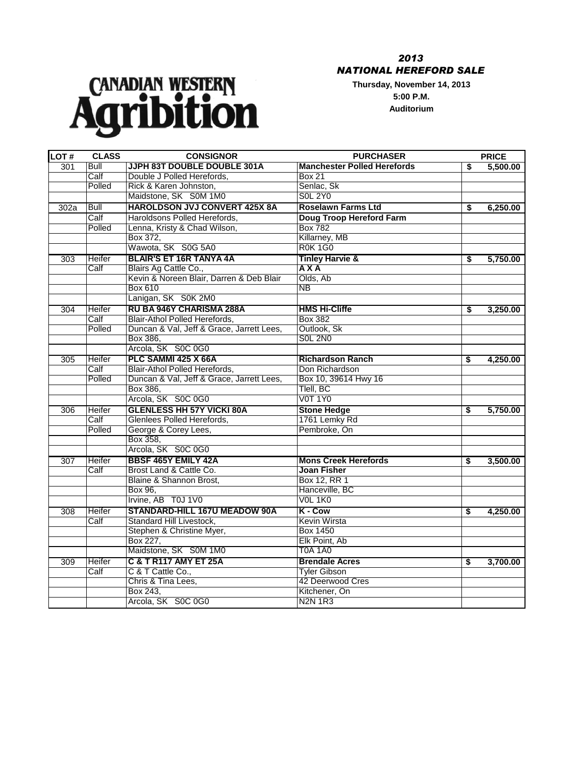CANADIAN WESTERN Agribition

*2013*
*NATIONAL HEREFORD SALE*

**Thursday, November 14, 2013**
**5:00 P.M.**
**Auditorium**

| LOT # | CLASS | CONSIGNOR | PURCHASER | PRICE |
|---|---|---|---|---|
| 301 | Bull | **JJPH 83T DOUBLE DOUBLE 301A** | **Manchester Polled Herefords** | **$ 5,500.00** |
| | Calf | Double J Polled Herefords, | Box 21 | |
| | Polled | Rick & Karen Johnston, | Senlac, Sk | |
| | | Maidstone, SK S0M 1M0 | S0L 2Y0 | |
| 302a | Bull | **HAROLDSON JVJ CONVERT 425X 8A** | **Roselawn Farms Ltd** | **$ 6,250.00** |
| | Calf | Haroldsons Polled Herefords, | **Doug Troop Hereford Farm** | |
| | Polled | Lenna, Kristy & Chad Wilson, | Box 782 | |
| | | Box 372, | Killarney, MB | |
| | | Wawota, SK S0G 5A0 | R0K 1G0 | |
| 303 | Heifer | **BLAIR'S ET 16R TANYA 4A** | **Tinley Harvie &** | **$ 5,750.00** |
| | Calf | Blairs Ag Cattle Co., | **A X A** | |
| | | Kevin & Noreen Blair, Darren & Deb Blair | Olds, Ab | |
| | | Box 610 | NB | |
| | | Lanigan, SK S0K 2M0 | | |
| 304 | Heifer | **RU BA 946Y CHARISMA 288A** | **HMS Hi-Cliffe** | **$ 3,250.00** |
| | Calf | Blair-Athol Polled Herefords, | Box 382 | |
| | Polled | Duncan & Val, Jeff & Grace, Jarrett Lees, | Outlook, Sk | |
| | | Box 386, | S0L 2N0 | |
| | | Arcola, SK S0C 0G0 | | |
| 305 | Heifer | **PLC SAMMI 425 X 66A** | **Richardson Ranch** | **$ 4,250.00** |
| | Calf | Blair-Athol Polled Herefords, | Don Richardson | |
| | Polled | Duncan & Val, Jeff & Grace, Jarrett Lees, | Box 10, 39614 Hwy 16 | |
| | | Box 386, | Tlell, BC | |
| | | Arcola, SK S0C 0G0 | V0T 1Y0 | |
| 306 | Heifer | **GLENLESS HH 57Y VICKI 80A** | **Stone Hedge** | **$ 5,750.00** |
| | Calf | Glenlees Polled Herefords, | 1761 Lemky Rd | |
| | Polled | George & Corey Lees, | Pembroke, On | |
| | | Box 358, | | |
| | | Arcola, SK S0C 0G0 | | |
| 307 | Heifer | **BBSF 465Y EMILY 42A** | **Mons Creek Herefords** | **$ 3,500.00** |
| | Calf | Brost Land & Cattle Co. | **Joan Fisher** | |
| | | Blaine & Shannon Brost, | Box 12, RR 1 | |
| | | Box 96, | Hanceville, BC | |
| | | Irvine, AB T0J 1V0 | V0L 1K0 | |
| 308 | Heifer | **STANDARD-HILL 167U MEADOW 90A** | **K - Cow** | **$ 4,250.00** |
| | Calf | Standard Hill Livestock, | Kevin Wirsta | |
| | | Stephen & Christine Myer, | Box 1450 | |
| | | Box 227, | Elk Point, Ab | |
| | | Maidstone, SK S0M 1M0 | T0A 1A0 | |
| 309 | Heifer | **C & T R117 AMY ET 25A** | **Brendale Acres** | **$ 3,700.00** |
| | Calf | C & T Cattle Co., | Tyler Gibson | |
| | | Chris & Tina Lees, | 42 Deerwood Cres | |
| | | Box 243, | Kitchener, On | |
| | | Arcola, SK S0C 0G0 | N2N 1R3 | |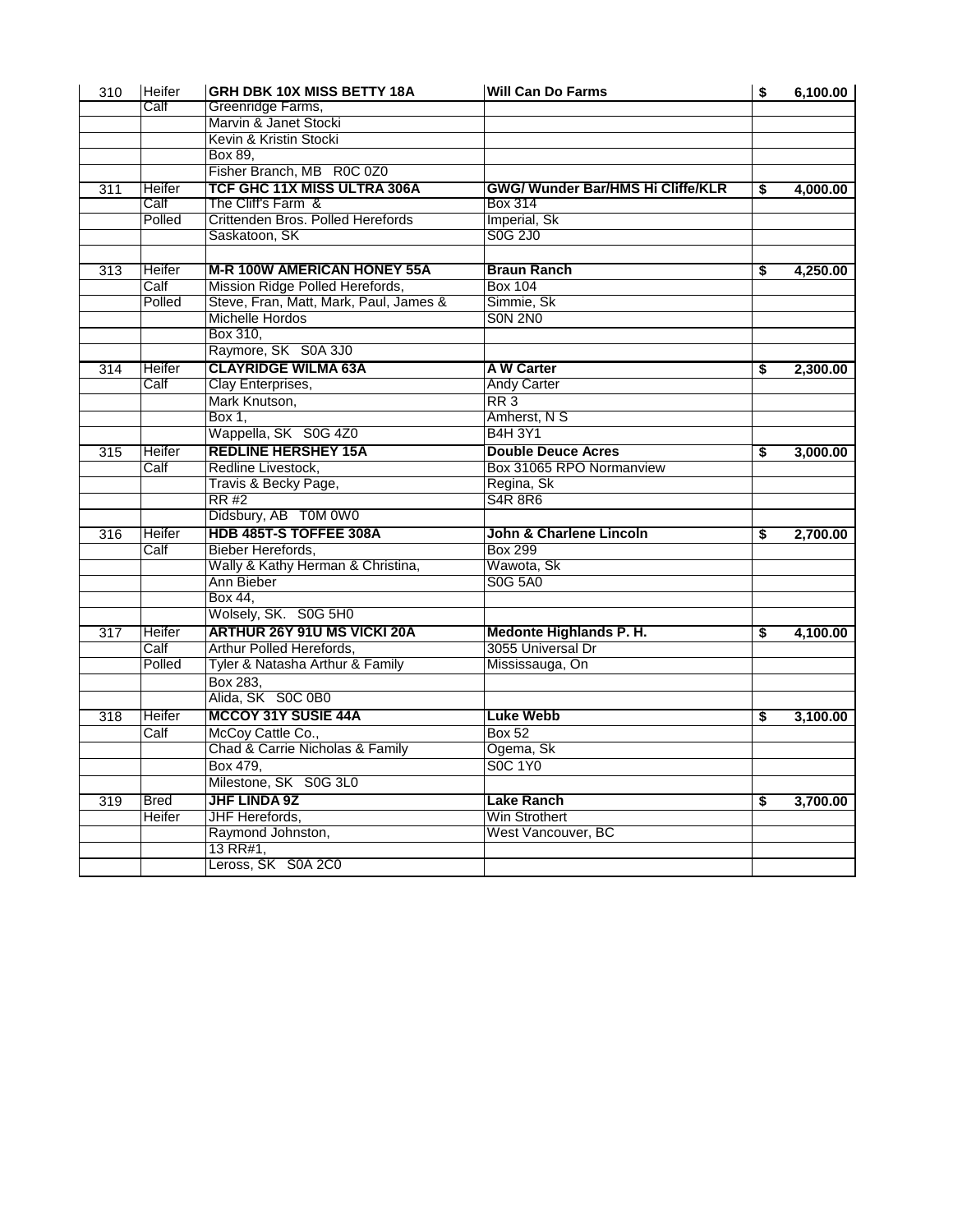| | | | | | |
|---|---|---|---|---|---|
| 310 | Heifer | **GRH DBK 10X MISS BETTY 18A** | **Will Can Do Farms** | $ | 6,100.00 |
| | Calf | Greenridge Farms, | | | |
| | | Marvin & Janet Stocki | | | |
| | | Kevin & Kristin Stocki | | | |
| | | Box 89, | | | |
| | | Fisher Branch, MB R0C 0Z0 | | | |
| 311 | Heifer | **TCF GHC 11X MISS ULTRA 306A** | **GWG/ Wunder Bar/HMS Hi Cliffe/KLR** | $ | 4,000.00 |
| | Calf | The Cliff's Farm & | Box 314 | | |
| | Polled | Crittenden Bros. Polled Herefords | Imperial, Sk | | |
| | | Saskatoon, SK | S0G 2J0 | | |
| | | | | | |
| 313 | Heifer | **M-R 100W AMERICAN HONEY 55A** | **Braun Ranch** | $ | 4,250.00 |
| | Calf | Mission Ridge Polled Herefords, | Box 104 | | |
| | Polled | Steve, Fran, Matt, Mark, Paul, James & | Simmie, Sk | | |
| | | Michelle Hordos | S0N 2N0 | | |
| | | Box 310, | | | |
| | | Raymore, SK S0A 3J0 | | | |
| 314 | Heifer | **CLAYRIDGE WILMA 63A** | **A W Carter** | $ | 2,300.00 |
| | Calf | Clay Enterprises, | Andy Carter | | |
| | | Mark Knutson, | RR 3 | | |
| | | Box 1, | Amherst, N S | | |
| | | Wappella, SK S0G 4Z0 | B4H 3Y1 | | |
| 315 | Heifer | **REDLINE HERSHEY 15A** | **Double Deuce Acres** | $ | 3,000.00 |
| | Calf | Redline Livestock, | Box 31065 RPO Normanview | | |
| | | Travis & Becky Page, | Regina, Sk | | |
| | | RR #2 | S4R 8R6 | | |
| | | Didsbury, AB T0M 0W0 | | | |
| 316 | Heifer | **HDB 485T-S TOFFEE 308A** | **John & Charlene Lincoln** | $ | 2,700.00 |
| | Calf | Bieber Herefords, | Box 299 | | |
| | | Wally & Kathy Herman & Christina, | Wawota, Sk | | |
| | | Ann Bieber | S0G 5A0 | | |
| | | Box 44, | | | |
| | | Wolsely, SK. S0G 5H0 | | | |
| 317 | Heifer | **ARTHUR 26Y 91U MS VICKI 20A** | **Medonte Highlands P. H.** | $ | 4,100.00 |
| | Calf | Arthur Polled Herefords, | 3055 Universal Dr | | |
| | Polled | Tyler & Natasha Arthur & Family | Mississauga, On | | |
| | | Box 283, | | | |
| | | Alida, SK S0C 0B0 | | | |
| 318 | Heifer | **MCCOY 31Y SUSIE 44A** | **Luke Webb** | $ | 3,100.00 |
| | Calf | McCoy Cattle Co., | Box 52 | | |
| | | Chad & Carrie Nicholas & Family | Ogema, Sk | | |
| | | Box 479, | S0C 1Y0 | | |
| | | Milestone, SK S0G 3L0 | | | |
| 319 | Bred | **JHF LINDA 9Z** | **Lake Ranch** | $ | 3,700.00 |
| | Heifer | JHF Herefords, | Win Strothert | | |
| | | Raymond Johnston, | West Vancouver, BC | | |
| | | 13 RR#1, | | | |
| | | Leross, SK S0A 2C0 | | | |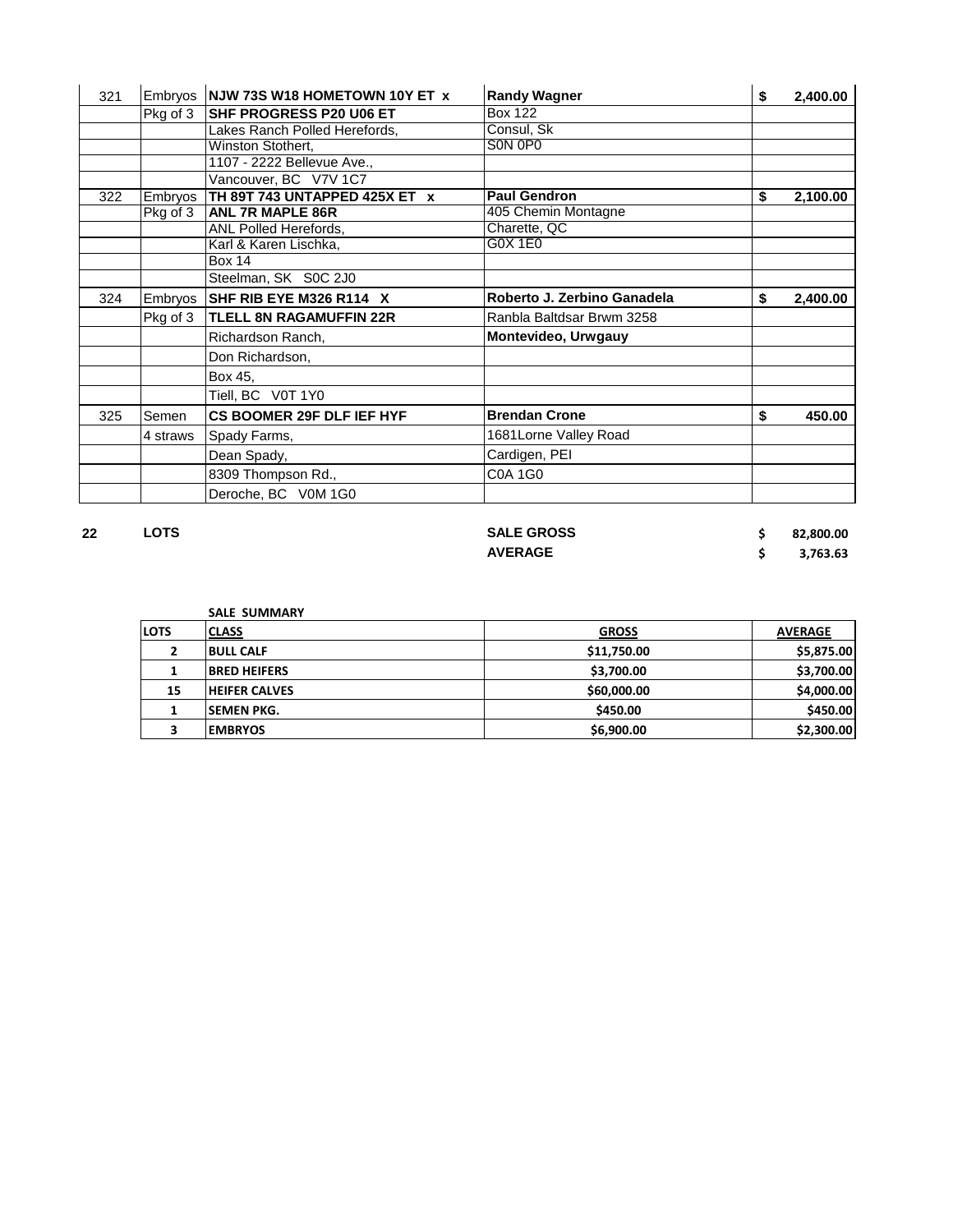| | | | | |
|---|---|---|---|---|
| 321 | Embryos | **NJW 73S W18 HOMETOWN 10Y ET x** | **Randy Wagner** | **$ 2,400.00** |
| | Pkg of 3 | **SHF PROGRESS P20 U06 ET** | Box 122 | |
| | | Lakes Ranch Polled Herefords, | Consul, Sk | |
| | | Winston Stothert, | S0N 0P0 | |
| | | 1107 - 2222 Bellevue Ave., | | |
| | | Vancouver, BC V7V 1C7 | | |
| 322 | Embryos | **TH 89T 743 UNTAPPED 425X ET x** | **Paul Gendron** | **$ 2,100.00** |
| | Pkg of 3 | **ANL 7R MAPLE 86R** | 405 Chemin Montagne | |
| | | ANL Polled Herefords, | Charette, QC | |
| | | Karl & Karen Lischka, | G0X 1E0 | |
| | | Box 14 | | |
| | | Steelman, SK S0C 2J0 | | |
| 324 | Embryos | **SHF RIB EYE M326 R114 X** | **Roberto J. Zerbino Ganadela** | **$ 2,400.00** |
| | Pkg of 3 | **TLELL 8N RAGAMUFFIN 22R** | Ranbla Baltdsar Brwm 3258 | |
| | | Richardson Ranch, | **Montevideo, Urwgauy** | |
| | | Don Richardson, | | |
| | | Box 45, | | |
| | | Tiell, BC V0T 1Y0 | | |
| 325 | Semen | **CS BOOMER 29F DLF IEF HYF** | **Brendan Crone** | **$ 450.00** |
| | 4 straws | Spady Farms, | 1681Lorne Valley Road | |
| | | Dean Spady, | Cardigen, PEI | |
| | | 8309 Thompson Rd., | C0A 1G0 | |
| | | Deroche, BC V0M 1G0 | | |

**22 LOTS** **SALE GROSS** **$ 82,800.00**

**AVERAGE** **$ 3,763.63**

**SALE SUMMARY**

| LOTS | CLASS | GROSS | AVERAGE |
|---|---|---|---|
| 2 | BULL CALF | $11,750.00 | $5,875.00 |
| 1 | BRED HEIFERS | $3,700.00 | $3,700.00 |
| 15 | HEIFER CALVES | $60,000.00 | $4,000.00 |
| 1 | SEMEN PKG. | $450.00 | $450.00 |
| 3 | EMBRYOS | $6,900.00 | $2,300.00 |